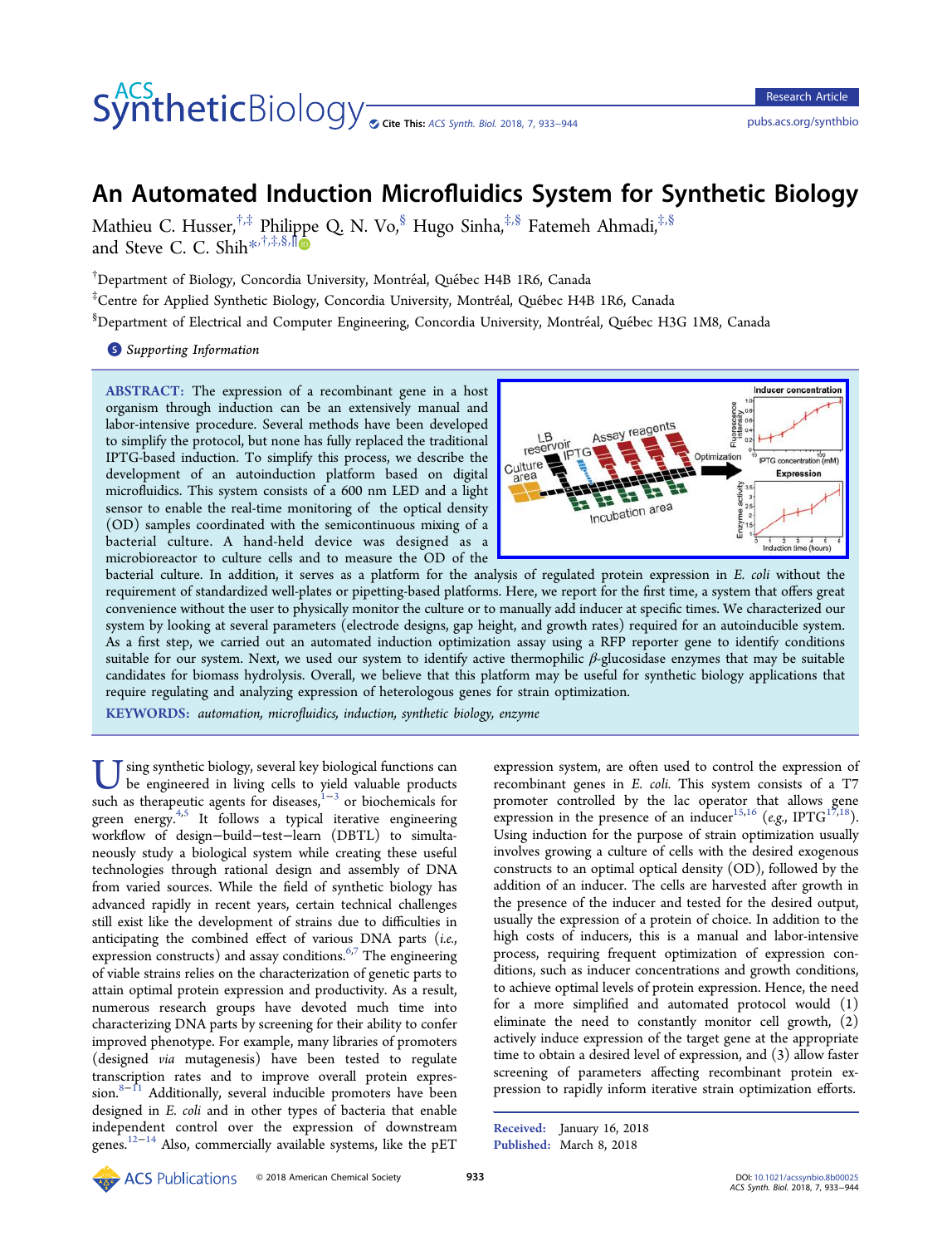# An Automated Induction Microfluidics System for Synthetic Biology

Mathieu C. Husser,[†,‡] Philippe Q. N. Vo,[§] Hugo Sinha,[‡,§] Fatemeh Ahmadi,[‡,§] and Steve C. C. Shih*[,†,‡,§,∥]

[†]Department of Biology, Concordia University, Montréal, Québec H4B 1R6, Canada

[‡]Centre for Applied Synthetic Biology, Concordia University, Montréal, Québec H4B 1R6, Canada

[§]Department of Electrical and Computer Engineering, Concordia University, Montréal, Québec H3G 1M8, Canada

Supporting Information

**ABSTRACT:** The expression of a recombinant gene in a host organism through induction can be an extensively manual and labor-intensive procedure. Several methods have been developed to simplify the protocol, but none has fully replaced the traditional IPTG-based induction. To simplify this process, we describe the development of an autoinduction platform based on digital microfluidics. This system consists of a 600 nm LED and a light sensor to enable the real-time monitoring of the optical density (OD) samples coordinated with the semicontinuous mixing of a bacterial culture. A hand-held device was designed as a microbioreactor to culture cells and to measure the OD of the bacterial culture. In addition, it serves as a platform for the analysis of regulated protein expression in *E. coli* without the requirement of standardized well-plates or pipetting-based platforms. Here, we report for the first time, a system that offers great convenience without the user to physically monitor the culture or to manually add inducer at specific times. We characterized our system by looking at several parameters (electrode designs, gap height, and growth rates) required for an autoinducible system. As a first step, we carried out an automated induction optimization assay using a RFP reporter gene to identify conditions suitable for our system. Next, we used our system to identify active thermophilic β-glucosidase enzymes that may be suitable candidates for biomass hydrolysis. Overall, we believe that this platform may be useful for synthetic biology applications that require regulating and analyzing expression of heterologous genes for strain optimization.

**KEYWORDS:** *automation, microfluidics, induction, synthetic biology, enzyme*

Using synthetic biology, several key biological functions can be engineered in living cells to yield valuable products such as therapeutic agents for diseases,[1−3] or biochemicals for green energy.[4,5] It follows a typical iterative engineering workflow of design−build−test−learn (DBTL) to simultaneously study a biological system while creating these useful technologies through rational design and assembly of DNA from varied sources. While the field of synthetic biology has advanced rapidly in recent years, certain technical challenges still exist like the development of strains due to difficulties in anticipating the combined effect of various DNA parts (*i.e.*, expression constructs) and assay conditions.[6,7] The engineering of viable strains relies on the characterization of genetic parts to attain optimal protein expression and productivity. As a result, numerous research groups have devoted much time into characterizing DNA parts by screening for their ability to confer improved phenotype. For example, many libraries of promoters (designed *via* mutagenesis) have been tested to regulate transcription rates and to improve overall protein expression.[8−11] Additionally, several inducible promoters have been designed in *E. coli* and in other types of bacteria that enable independent control over the expression of downstream genes.[12−14] Also, commercially available systems, like the pET expression system, are often used to control the expression of recombinant genes in *E. coli*. This system consists of a T7 promoter controlled by the lac operator that allows gene expression in the presence of an inducer[15,16] (*e.g.*, IPTG[17,18]). Using induction for the purpose of strain optimization usually involves growing a culture of cells with the desired exogenous constructs to an optimal optical density (OD), followed by the addition of an inducer. The cells are harvested after growth in the presence of the inducer and tested for the desired output, usually the expression of a protein of choice. In addition to the high costs of inducers, this is a manual and labor-intensive process, requiring frequent optimization of expression conditions, such as inducer concentrations and growth conditions, to achieve optimal levels of protein expression. Hence, the need for a more simplified and automated protocol would (1) eliminate the need to constantly monitor cell growth, (2) actively induce expression of the target gene at the appropriate time to obtain a desired level of expression, and (3) allow faster screening of parameters affecting recombinant protein expression to rapidly inform iterative strain optimization efforts.

Received: January 16, 2018
Published: March 8, 2018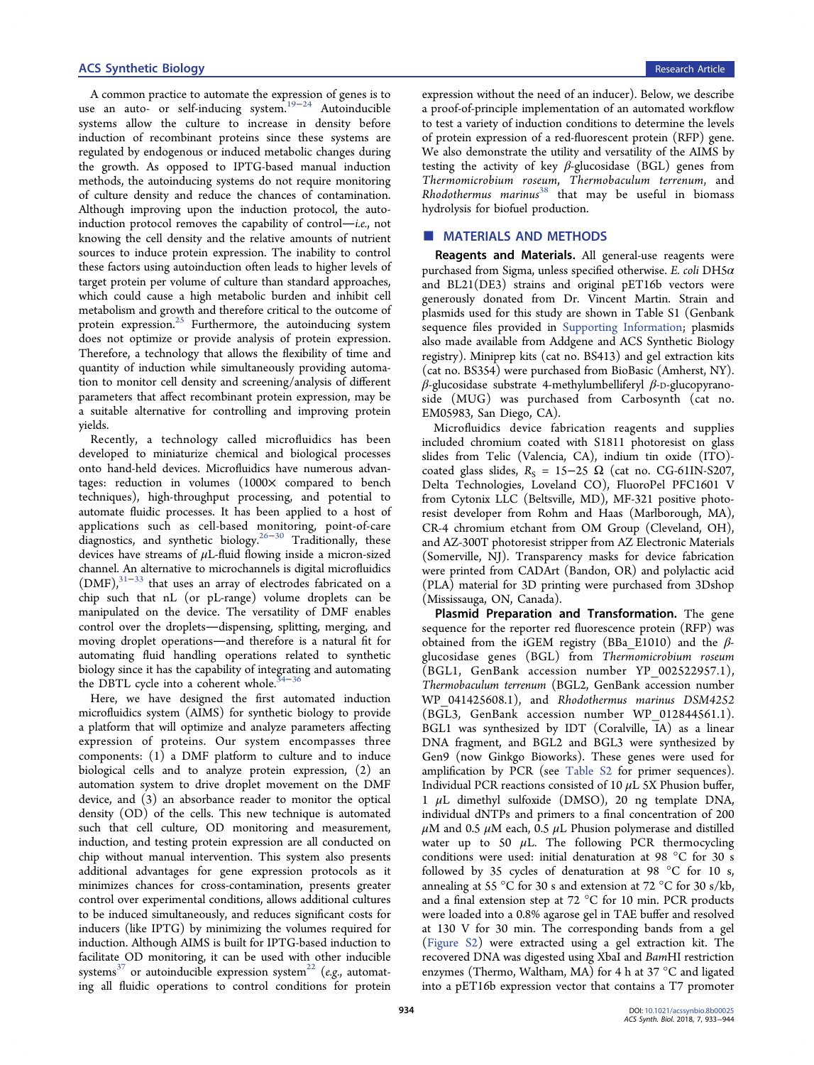A common practice to automate the expression of genes is to use an auto- or self-inducing system.[19−24] Autoinducible systems allow the culture to increase in density before induction of recombinant proteins since these systems are regulated by endogenous or induced metabolic changes during the growth. As opposed to IPTG-based manual induction methods, the autoinducing systems do not require monitoring of culture density and reduce the chances of contamination. Although improving upon the induction protocol, the auto-induction protocol removes the capability of control—*i.e.*, not knowing the cell density and the relative amounts of nutrient sources to induce protein expression. The inability to control these factors using autoinduction often leads to higher levels of target protein per volume of culture than standard approaches, which could cause a high metabolic burden and inhibit cell metabolism and growth and therefore critical to the outcome of protein expression.[25] Furthermore, the autoinducing system does not optimize or provide analysis of protein expression. Therefore, a technology that allows the flexibility of time and quantity of induction while simultaneously providing automation to monitor cell density and screening/analysis of different parameters that affect recombinant protein expression, may be a suitable alternative for controlling and improving protein yields.

Recently, a technology called microfluidics has been developed to miniaturize chemical and biological processes onto hand-held devices. Microfluidics have numerous advantages: reduction in volumes (1000× compared to bench techniques), high-throughput processing, and potential to automate fluidic processes. It has been applied to a host of applications such as cell-based monitoring, point-of-care diagnostics, and synthetic biology.[26−30] Traditionally, these devices have streams of μL-fluid flowing inside a micron-sized channel. An alternative to microchannels is digital microfluidics (DMF),[31−33] that uses an array of electrodes fabricated on a chip such that nL (or pL-range) volume droplets can be manipulated on the device. The versatility of DMF enables control over the droplets—dispensing, splitting, merging, and moving droplet operations—and therefore is a natural fit for automating fluid handling operations related to synthetic biology since it has the capability of integrating and automating the DBTL cycle into a coherent whole.[34−36]

Here, we have designed the first automated induction microfluidics system (AIMS) for synthetic biology to provide a platform that will optimize and analyze parameters affecting expression of proteins. Our system encompasses three components: (1) a DMF platform to culture and to induce biological cells and to analyze protein expression, (2) an automation system to drive droplet movement on the DMF device, and (3) an absorbance reader to monitor the optical density (OD) of the cells. This new technique is automated such that cell culture, OD monitoring and measurement, induction, and testing protein expression are all conducted on chip without manual intervention. This system also presents additional advantages for gene expression protocols as it minimizes chances for cross-contamination, presents greater control over experimental conditions, allows additional cultures to be induced simultaneously, and reduces significant costs for inducers (like IPTG) by minimizing the volumes required for induction. Although AIMS is built for IPTG-based induction to facilitate OD monitoring, it can be used with other inducible systems[37] or autoinducible expression system[22] (*e.g.*, automating all fluidic operations to control conditions for protein expression without the need of an inducer). Below, we describe a proof-of-principle implementation of an automated workflow to test a variety of induction conditions to determine the levels of protein expression of a red-fluorescent protein (RFP) gene. We also demonstrate the utility and versatility of the AIMS by testing the activity of key β-glucosidase (BGL) genes from *Thermomicrobium roseum*, *Thermobaculum terrenum*, and *Rhodothermus marinus*[38] that may be useful in biomass hydrolysis for biofuel production.

## ■ MATERIALS AND METHODS

**Reagents and Materials.** All general-use reagents were purchased from Sigma, unless specified otherwise. *E. coli* DH5α and BL21(DE3) strains and original pET16b vectors were generously donated from Dr. Vincent Martin. Strain and plasmids used for this study are shown in Table S1 (Genbank sequence files provided in Supporting Information; plasmids also made available from Addgene and ACS Synthetic Biology registry). Miniprep kits (cat no. BS413) and gel extraction kits (cat no. BS354) were purchased from BioBasic (Amherst, NY). β-glucosidase substrate 4-methylumbelliferyl β-D-glucopyranoside (MUG) was purchased from Carbosynth (cat no. EM05983, San Diego, CA).

Microfluidics device fabrication reagents and supplies included chromium coated with S1811 photoresist on glass slides from Telic (Valencia, CA), indium tin oxide (ITO)-coated glass slides, $R_S$ = 15−25 Ω (cat no. CG-61IN-S207, Delta Technologies, Loveland CO), FluoroPel PFC1601 V from Cytonix LLC (Beltsville, MD), MF-321 positive photoresist developer from Rohm and Haas (Marlborough, MA), CR-4 chromium etchant from OM Group (Cleveland, OH), and AZ-300T photoresist stripper from AZ Electronic Materials (Somerville, NJ). Transparency masks for device fabrication were printed from CADArt (Bandon, OR) and polylactic acid (PLA) material for 3D printing were purchased from 3Dshop (Mississauga, ON, Canada).

**Plasmid Preparation and Transformation.** The gene sequence for the reporter red fluorescence protein (RFP) was obtained from the iGEM registry (BBa_E1010) and the β-glucosidase genes (BGL) from *Thermomicrobium roseum* (BGL1, GenBank accession number YP_002522957.1), *Thermobaculum terrenum* (BGL2, GenBank accession number WP_041425608.1), and *Rhodothermus marinus DSM4252* (BGL3, GenBank accession number WP_012844561.1). BGL1 was synthesized by IDT (Coralville, IA) as a linear DNA fragment, and BGL2 and BGL3 were synthesized by Gen9 (now Ginkgo Bioworks). These genes were used for amplification by PCR (see Table S2 for primer sequences). Individual PCR reactions consisted of 10 μL 5X Phusion buffer, 1 μL dimethyl sulfoxide (DMSO), 20 ng template DNA, individual dNTPs and primers to a final concentration of 200 μM and 0.5 μM each, 0.5 μL Phusion polymerase and distilled water up to 50 μL. The following PCR thermocycling conditions were used: initial denaturation at 98 °C for 30 s followed by 35 cycles of denaturation at 98 °C for 10 s, annealing at 55 °C for 30 s and extension at 72 °C for 30 s/kb, and a final extension step at 72 °C for 10 min. PCR products were loaded into a 0.8% agarose gel in TAE buffer and resolved at 130 V for 30 min. The corresponding bands from a gel (Figure S2) were extracted using a gel extraction kit. The recovered DNA was digested using XbaI and BamHI restriction enzymes (Thermo, Waltham, MA) for 4 h at 37 °C and ligated into a pET16b expression vector that contains a T7 promoter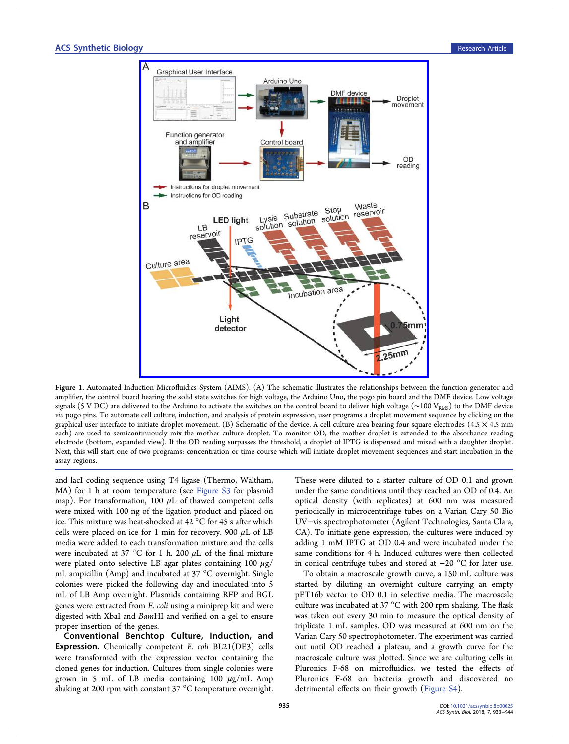**Figure 1.** Automated Induction Microfluidics System (AIMS). (A) The schematic illustrates the relationships between the function generator and amplifier, the control board bearing the solid state switches for high voltage, the Arduino Uno, the pogo pin board and the DMF device. Low voltage signals (5 V DC) are delivered to the Arduino to activate the switches on the control board to deliver high voltage (~100 $V_{RMS}$) to the DMF device *via* pogo pins. To automate cell culture, induction, and analysis of protein expression, user programs a droplet movement sequence by clicking on the graphical user interface to initiate droplet movement. (B) Schematic of the device. A cell culture area bearing four square electrodes (4.5 × 4.5 mm each) are used to semicontinuously mix the mother culture droplet. To monitor OD, the mother droplet is extended to the absorbance reading electrode (bottom, expanded view). If the OD reading surpasses the threshold, a droplet of IPTG is dispensed and mixed with a daughter droplet. Next, this will start one of two programs: concentration or time-course which will initiate droplet movement sequences and start incubation in the assay regions.

and lacI coding sequence using T4 ligase (Thermo, Waltham, MA) for 1 h at room temperature (see Figure S3 for plasmid map). For transformation, 100 μL of thawed competent cells were mixed with 100 ng of the ligation product and placed on ice. This mixture was heat-shocked at 42 °C for 45 s after which cells were placed on ice for 1 min for recovery. 900 μL of LB media were added to each transformation mixture and the cells were incubated at 37 °C for 1 h. 200 μL of the final mixture were plated onto selective LB agar plates containing 100 μg/mL ampicillin (Amp) and incubated at 37 °C overnight. Single colonies were picked the following day and inoculated into 5 mL of LB Amp overnight. Plasmids containing RFP and BGL genes were extracted from *E. coli* using a miniprep kit and were digested with XbaI and *Bam*HI and verified on a gel to ensure proper insertion of the genes.

**Conventional Benchtop Culture, Induction, and Expression.** Chemically competent *E. coli* BL21(DE3) cells were transformed with the expression vector containing the cloned genes for induction. Cultures from single colonies were grown in 5 mL of LB media containing 100 μg/mL Amp shaking at 200 rpm with constant 37 °C temperature overnight. These were diluted to a starter culture of OD 0.1 and grown under the same conditions until they reached an OD of 0.4. An optical density (with replicates) at 600 nm was measured periodically in microcentrifuge tubes on a Varian Cary 50 Bio UV−vis spectrophotometer (Agilent Technologies, Santa Clara, CA). To initiate gene expression, the cultures were induced by adding 1 mM IPTG at OD 0.4 and were incubated under the same conditions for 4 h. Induced cultures were then collected in conical centrifuge tubes and stored at −20 °C for later use.

To obtain a macroscale growth curve, a 150 mL culture was started by diluting an overnight culture carrying an empty pET16b vector to OD 0.1 in selective media. The macroscale culture was incubated at 37 °C with 200 rpm shaking. The flask was taken out every 30 min to measure the optical density of triplicate 1 mL samples. OD was measured at 600 nm on the Varian Cary 50 spectrophotometer. The experiment was carried out until OD reached a plateau, and a growth curve for the macroscale culture was plotted. Since we are culturing cells in Pluronics F-68 on microfluidics, we tested the effects of Pluronics F-68 on bacteria growth and discovered no detrimental effects on their growth (Figure S4).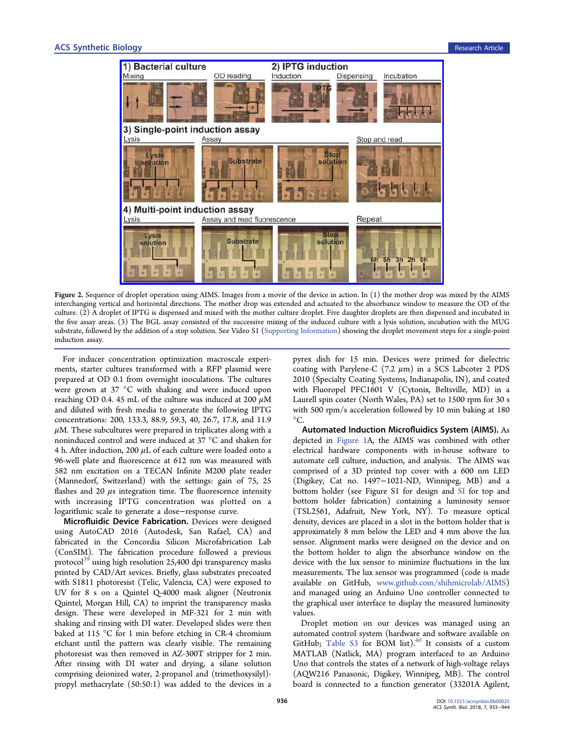Figure 2. Sequence of droplet operation using AIMS. Images from a movie of the device in action. In (1) the mother drop was mixed by the AIMS interchanging vertical and horizontal directions. The mother drop was extended and actuated to the absorbance window to measure the OD of the culture. (2) A droplet of IPTG is dispensed and mixed with the mother culture droplet. Five daughter droplets are then dispensed and incubated in the five assay areas. (3) The BGL assay consisted of the successive mixing of the induced culture with a lysis solution, incubation with the MUG substrate, followed by the addition of a stop solution. See Video S1 (Supporting Information) showing the droplet movement steps for a single-point induction assay.

For inducer concentration optimization macroscale experiments, starter cultures transformed with a RFP plasmid were prepared at OD 0.1 from overnight inoculations. The cultures were grown at 37 °C with shaking and were induced upon reaching OD 0.4. 45 mL of the culture was induced at 200 μM and diluted with fresh media to generate the following IPTG concentrations: 200, 133.3, 88.9, 59.3, 40, 26.7, 17.8, and 11.9 μM. These subcultures were prepared in triplicates along with a noninduced control and were induced at 37 °C and shaken for 4 h. After induction, 200 μL of each culture were loaded onto a 96-well plate and fluorescence at 612 nm was measured with 582 nm excitation on a TECAN Infinite M200 plate reader (Mannedorf, Switzerland) with the settings: gain of 75, 25 flashes and 20 μs integration time. The fluorescence intensity with increasing IPTG concentration was plotted on a logarithmic scale to generate a dose−response curve.

**Microfluidic Device Fabrication.** Devices were designed using AutoCAD 2016 (Autodesk, San Rafael, CA) and fabricated in the Concordia Silicon Microfabrication Lab (ConSIM). The fabrication procedure followed a previous protocol[39] using high resolution 25,400 dpi transparency masks printed by CAD/Art sevices. Briefly, glass substrates precoated with S1811 photoresist (Telic, Valencia, CA) were exposed to UV for 8 s on a Quintel Q-4000 mask aligner (Neutronix Quintel, Morgan Hill, CA) to imprint the transparency masks design. These were developed in MF-321 for 2 min with shaking and rinsing with DI water. Developed slides were then baked at 115 °C for 1 min before etching in CR-4 chromium etchant until the pattern was clearly visible. The remaining photoresist was then removed in AZ-300T stripper for 2 min. After rinsing with DI water and drying, a silane solution comprising deionized water, 2-propanol and (trimethoxysilyl)-propyl methacrylate (50:50:1) was added to the devices in a pyrex dish for 15 min. Devices were primed for dielectric coating with Parylene-C (7.2 μm) in a SCS Labcoter 2 PDS 2010 (Specialty Coating Systems, Indianapolis, IN), and coated with Fluoropel PFC1601 V (Cytonix, Beltsville, MD) in a Laurell spin coater (North Wales, PA) set to 1500 rpm for 30 s with 500 rpm/s acceleration followed by 10 min baking at 180 °C.

**Automated Induction Microfluidics System (AIMS).** As depicted in Figure 1A, the AIMS was combined with other electrical hardware components with in-house software to automate cell culture, induction, and analysis. The AIMS was comprised of a 3D printed top cover with a 600 nm LED (Digikey, Cat no. 1497−1021-ND, Winnipeg, MB) and a bottom holder (see Figure S1 for design and SI for top and bottom holder fabrication) containing a luminosity sensor (TSL2561, Adafruit, New York, NY). To measure optical density, devices are placed in a slot in the bottom holder that is approximately 8 mm below the LED and 4 mm above the lux sensor. Alignment marks were designed on the device and on the bottom holder to align the absorbance window on the device with the lux sensor to minimize fluctuations in the lux measurements. The lux sensor was programmed (code is made available on GitHub, www.github.com/shihmicrolab/AIMS) and managed using an Arduino Uno controller connected to the graphical user interface to display the measured luminosity values.

Droplet motion on our devices was managed using an automated control system (hardware and software available on GitHub; Table S3 for BOM list).[40] It consists of a custom MATLAB (Natlick, MA) program interfaced to an Arduino Uno that controls the states of a network of high-voltage relays (AQW216 Panasonic, Digikey, Winnipeg, MB). The control board is connected to a function generator (33201A Agilent,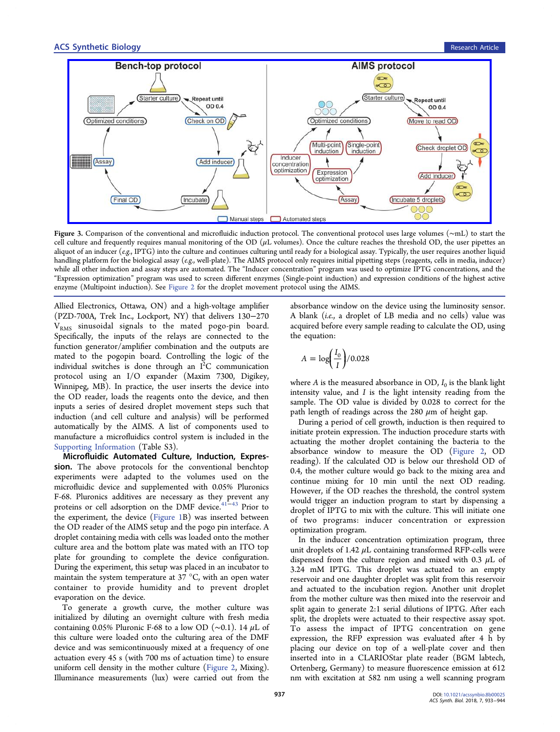Figure 3. Comparison of the conventional and microfluidic induction protocol. The conventional protocol uses large volumes (~mL) to start the cell culture and frequently requires manual monitoring of the OD (μL volumes). Once the culture reaches the threshold OD, the user pipettes an aliquot of an inducer (*e.g.*, IPTG) into the culture and continues culturing until ready for a biological assay. Typically, the user requires another liquid handling platform for the biological assay (*e.g.*, well-plate). The AIMS protocol only requires initial pipetting steps (reagents, cells in media, inducer) while all other induction and assay steps are automated. The "Inducer concentration" program was used to optimize IPTG concentrations, and the "Expression optimization" program was used to screen different enzymes (Single-point induction) and expression conditions of the highest active enzyme (Multipoint induction). See Figure 2 for the droplet movement protocol using the AIMS.

Allied Electronics, Ottawa, ON) and a high-voltage amplifier (PZD-700A, Trek Inc., Lockport, NY) that delivers 130−270 $V_{RMS}$ sinusoidal signals to the mated pogo-pin board. Specifically, the inputs of the relays are connected to the function generator/amplifier combination and the outputs are mated to the pogopin board. Controlling the logic of the individual switches is done through an $I^2C$ communication protocol using an I/O expander (Maxim 7300, Digikey, Winnipeg, MB). In practice, the user inserts the device into the OD reader, loads the reagents onto the device, and then inputs a series of desired droplet movement steps such that induction (and cell culture and analysis) will be performed automatically by the AIMS. A list of components used to manufacture a microfluidics control system is included in the Supporting Information (Table S3).

**Microfluidic Automated Culture, Induction, Expression.** The above protocols for the conventional benchtop experiments were adapted to the volumes used on the microfluidic device and supplemented with 0.05% Pluronics F-68. Pluronics additives are necessary as they prevent any proteins or cell adsorption on the DMF device.[41−43] Prior to the experiment, the device (Figure 1B) was inserted between the OD reader of the AIMS setup and the pogo pin interface. A droplet containing media with cells was loaded onto the mother culture area and the bottom plate was mated with an ITO top plate for grounding to complete the device configuration. During the experiment, this setup was placed in an incubator to maintain the system temperature at 37 °C, with an open water container to provide humidity and to prevent droplet evaporation on the device.

To generate a growth curve, the mother culture was initialized by diluting an overnight culture with fresh media containing 0.05% Pluronic F-68 to a low OD (~0.1). 14 μL of this culture were loaded onto the culturing area of the DMF device and was semicontinuously mixed at a frequency of one actuation every 45 s (with 700 ms of actuation time) to ensure uniform cell density in the mother culture (Figure 2, Mixing). Illuminance measurements (lux) were carried out from the absorbance window on the device using the luminosity sensor. A blank (*i.e.*, a droplet of LB media and no cells) value was acquired before every sample reading to calculate the OD, using the equation:

$$A = \log\left(\frac{I_0}{I}\right)/0.028$$

where $A$ is the measured absorbance in OD, $I_0$ is the blank light intensity value, and $I$ is the light intensity reading from the sample. The OD value is divided by 0.028 to correct for the path length of readings across the 280 μm of height gap.

During a period of cell growth, induction is then required to initiate protein expression. The induction procedure starts with actuating the mother droplet containing the bacteria to the absorbance window to measure the OD (Figure 2, OD reading). If the calculated OD is below our threshold OD of 0.4, the mother culture would go back to the mixing area and continue mixing for 10 min until the next OD reading. However, if the OD reaches the threshold, the control system would trigger an induction program to start by dispensing a droplet of IPTG to mix with the culture. This will initiate one of two programs: inducer concentration or expression optimization program.

In the inducer concentration optimization program, three unit droplets of 1.42 μL containing transformed RFP-cells were dispensed from the culture region and mixed with 0.3 μL of 3.24 mM IPTG. This droplet was actuated to an empty reservoir and one daughter droplet was split from this reservoir and actuated to the incubation region. Another unit droplet from the mother culture was then mixed into the reservoir and split again to generate 2:1 serial dilutions of IPTG. After each split, the droplets were actuated to their respective assay spot. To assess the impact of IPTG concentration on gene expression, the RFP expression was evaluated after 4 h by placing our device on top of a well-plate cover and then inserted into in a CLARIOStar plate reader (BGM labtech, Ortenberg, Germany) to measure fluorescence emission at 612 nm with excitation at 582 nm using a well scanning program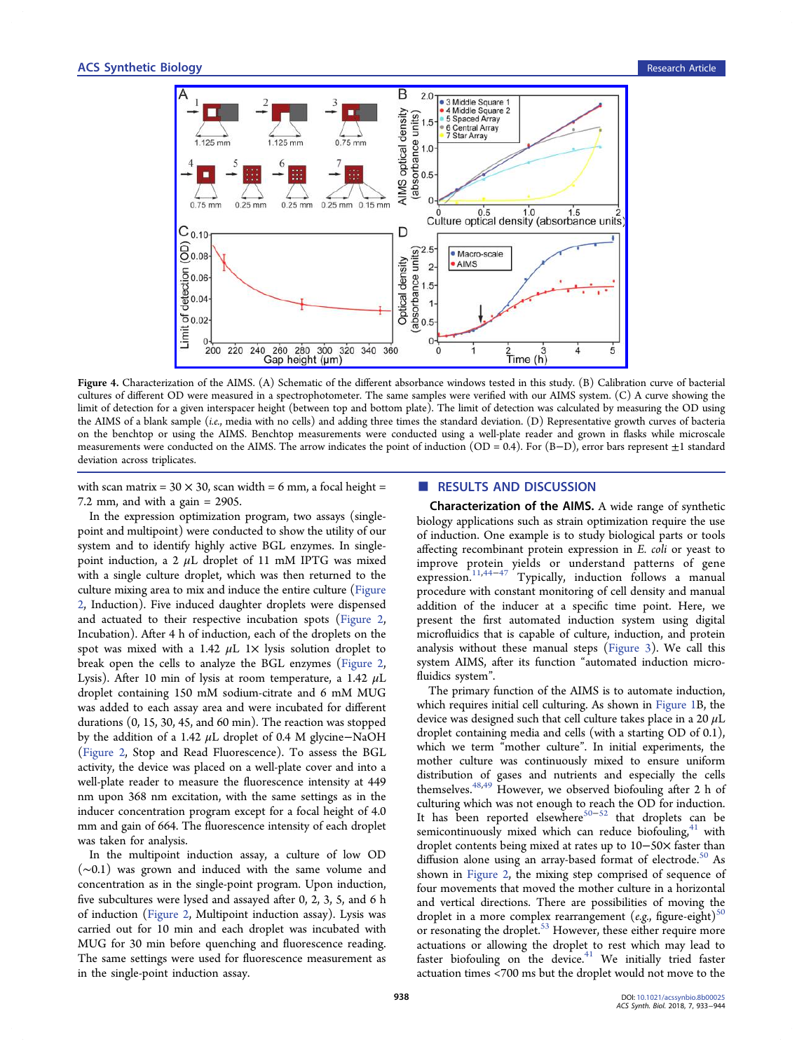Figure 4. Characterization of the AIMS. (A) Schematic of the different absorbance windows tested in this study. (B) Calibration curve of bacterial cultures of different OD were measured in a spectrophotometer. The same samples were verified with our AIMS system. (C) A curve showing the limit of detection for a given interspacer height (between top and bottom plate). The limit of detection was calculated by measuring the OD using the AIMS of a blank sample (*i.e.*, media with no cells) and adding three times the standard deviation. (D) Representative growth curves of bacteria on the benchtop or using the AIMS. Benchtop measurements were conducted using a well-plate reader and grown in flasks while microscale measurements were conducted on the AIMS. The arrow indicates the point of induction (OD = 0.4). For (B−D), error bars represent ±1 standard deviation across triplicates.

with scan matrix = 30 × 30, scan width = 6 mm, a focal height = 7.2 mm, and with a gain = 2905.

In the expression optimization program, two assays (single-point and multipoint) were conducted to show the utility of our system and to identify highly active BGL enzymes. In single-point induction, a 2 μL droplet of 11 mM IPTG was mixed with a single culture droplet, which was then returned to the culture mixing area to mix and induce the entire culture (Figure 2, Induction). Five induced daughter droplets were dispensed and actuated to their respective incubation spots (Figure 2, Incubation). After 4 h of induction, each of the droplets on the spot was mixed with a 1.42 μL 1× lysis solution droplet to break open the cells to analyze the BGL enzymes (Figure 2, Lysis). After 10 min of lysis at room temperature, a 1.42 μL droplet containing 150 mM sodium-citrate and 6 mM MUG was added to each assay area and were incubated for different durations (0, 15, 30, 45, and 60 min). The reaction was stopped by the addition of a 1.42 μL droplet of 0.4 M glycine−NaOH (Figure 2, Stop and Read Fluorescence). To assess the BGL activity, the device was placed on a well-plate cover and into a well-plate reader to measure the fluorescence intensity at 449 nm upon 368 nm excitation, with the same settings as in the inducer concentration program except for a focal height of 4.0 mm and gain of 664. The fluorescence intensity of each droplet was taken for analysis.

In the multipoint induction assay, a culture of low OD (∼0.1) was grown and induced with the same volume and concentration as in the single-point program. Upon induction, five subcultures were lysed and assayed after 0, 2, 3, 5, and 6 h of induction (Figure 2, Multipoint induction assay). Lysis was carried out for 10 min and each droplet was incubated with MUG for 30 min before quenching and fluorescence reading. The same settings were used for fluorescence measurement as in the single-point induction assay.

## RESULTS AND DISCUSSION

**Characterization of the AIMS.** A wide range of synthetic biology applications such as strain optimization require the use of induction. One example is to study biological parts or tools affecting recombinant protein expression in *E. coli* or yeast to improve protein yields or understand patterns of gene expression.[11,44−47] Typically, induction follows a manual procedure with constant monitoring of cell density and manual addition of the inducer at a specific time point. Here, we present the first automated induction system using digital microfluidics that is capable of culture, induction, and protein analysis without these manual steps (Figure 3). We call this system AIMS, after its function "automated induction microfluidics system".

The primary function of the AIMS is to automate induction, which requires initial cell culturing. As shown in Figure 1B, the device was designed such that cell culture takes place in a 20 μL droplet containing media and cells (with a starting OD of 0.1), which we term "mother culture". In initial experiments, the mother culture was continuously mixed to ensure uniform distribution of gases and nutrients and especially the cells themselves.[48,49] However, we observed biofouling after 2 h of culturing which was not enough to reach the OD for induction. It has been reported elsewhere[50−52] that droplets can be semicontinuously mixed which can reduce biofouling,[41] with droplet contents being mixed at rates up to 10−50× faster than diffusion alone using an array-based format of electrode.[50] As shown in Figure 2, the mixing step comprised of sequence of four movements that moved the mother culture in a horizontal and vertical directions. There are possibilities of moving the droplet in a more complex rearrangement (*e.g.*, figure-eight)[50] or resonating the droplet.[53] However, these either require more actuations or allowing the droplet to rest which may lead to faster biofouling on the device.[41] We initially tried faster actuation times <700 ms but the droplet would not move to the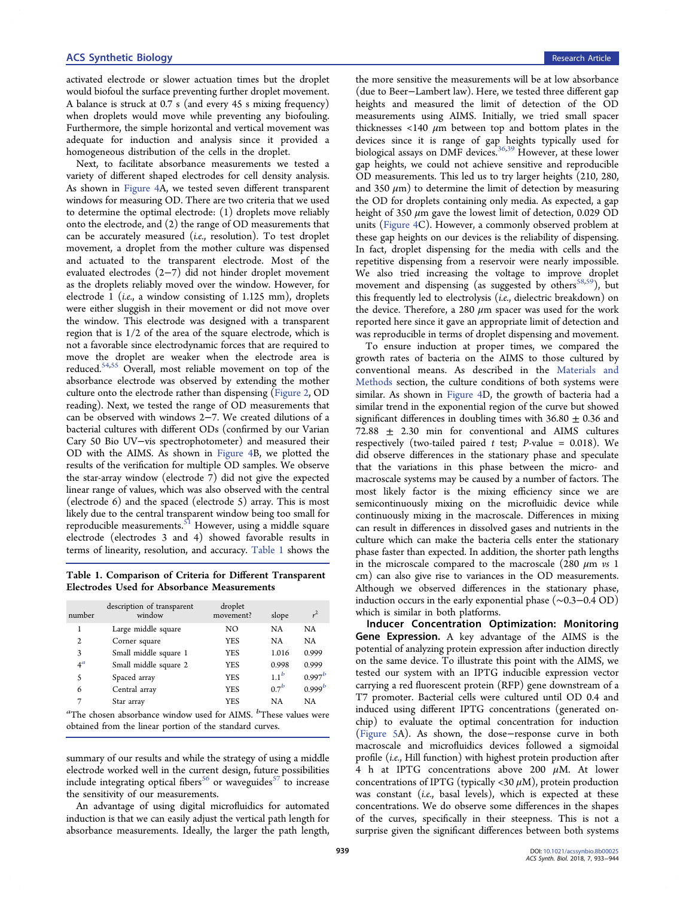activated electrode or slower actuation times but the droplet would biofoul the surface preventing further droplet movement. A balance is struck at 0.7 s (and every 45 s mixing frequency) when droplets would move while preventing any biofouling. Furthermore, the simple horizontal and vertical movement was adequate for induction and analysis since it provided a homogeneous distribution of the cells in the droplet.

Next, to facilitate absorbance measurements we tested a variety of different shaped electrodes for cell density analysis. As shown in Figure 4A, we tested seven different transparent windows for measuring OD. There are two criteria that we used to determine the optimal electrode: (1) droplets move reliably onto the electrode, and (2) the range of OD measurements that can be accurately measured (*i.e.*, resolution). To test droplet movement, a droplet from the mother culture was dispensed and actuated to the transparent electrode. Most of the evaluated electrodes (2−7) did not hinder droplet movement as the droplets reliably moved over the window. However, for electrode 1 (*i.e.*, a window consisting of 1.125 mm), droplets were either sluggish in their movement or did not move over the window. This electrode was designed with a transparent region that is 1/2 of the area of the square electrode, which is not a favorable since electrodynamic forces that are required to move the droplet are weaker when the electrode area is reduced.[54,55] Overall, most reliable movement on top of the absorbance electrode was observed by extending the mother culture onto the electrode rather than dispensing (Figure 2, OD reading). Next, we tested the range of OD measurements that can be observed with windows 2−7. We created dilutions of a bacterial cultures with different ODs (confirmed by our Varian Cary 50 Bio UV−vis spectrophotometer) and measured their OD with the AIMS. As shown in Figure 4B, we plotted the results of the verification for multiple OD samples. We observe the star-array window (electrode 7) did not give the expected linear range of values, which was also observed with the central (electrode 6) and the spaced (electrode 5) array. This is most likely due to the central transparent window being too small for reproducible measurements.[51] However, using a middle square electrode (electrodes 3 and 4) showed favorable results in terms of linearity, resolution, and accuracy. Table 1 shows the summary of our results and while the strategy of using a middle electrode worked well in the current design, future possibilities include integrating optical fibers[56] or waveguides[57] to increase the sensitivity of our measurements.

**Table 1. Comparison of Criteria for Different Transparent Electrodes Used for Absorbance Measurements**

| number | description of transparent window | droplet movement? | slope | $r^2$ |
|---|---|---|---|---|
| 1 | Large middle square | NO | NA | NA |
| 2 | Corner square | YES | NA | NA |
| 3 | Small middle square 1 | YES | 1.016 | 0.999 |
| 4[a] | Small middle square 2 | YES | 0.998 | 0.999 |
| 5 | Spaced array | YES | 1.1[b] | 0.997[b] |
| 6 | Central array | YES | 0.7[b] | 0.999[b] |
| 7 | Star array | YES | NA | NA |

[a]The chosen absorbance window used for AIMS. [b]These values were obtained from the linear portion of the standard curves.

An advantage of using digital microfluidics for automated induction is that we can easily adjust the vertical path length for absorbance measurements. Ideally, the larger the path length, the more sensitive the measurements will be at low absorbance (due to Beer−Lambert law). Here, we tested three different gap heights and measured the limit of detection of the OD measurements using AIMS. Initially, we tried small spacer thicknesses <140 μm between top and bottom plates in the devices since it is range of gap heights typically used for biological assays on DMF devices.[36,39] However, at these lower gap heights, we could not achieve sensitive and reproducible OD measurements. This led us to try larger heights (210, 280, and 350 μm) to determine the limit of detection by measuring the OD for droplets containing only media. As expected, a gap height of 350 μm gave the lowest limit of detection, 0.029 OD units (Figure 4C). However, a commonly observed problem at these gap heights on our devices is the reliability of dispensing. In fact, droplet dispensing for the media with cells and the repetitive dispensing from a reservoir were nearly impossible. We also tried increasing the voltage to improve droplet movement and dispensing (as suggested by others[58,59]), but this frequently led to electrolysis (*i.e.*, dielectric breakdown) on the device. Therefore, a 280 μm spacer was used for the work reported here since it gave an appropriate limit of detection and was reproducible in terms of droplet dispensing and movement.

To ensure induction at proper times, we compared the growth rates of bacteria on the AIMS to those cultured by conventional means. As described in the Materials and Methods section, the culture conditions of both systems were similar. As shown in Figure 4D, the growth of bacteria had a similar trend in the exponential region of the curve but showed significant differences in doubling times with 36.80 ± 0.36 and 72.88 ± 2.30 min for conventional and AIMS cultures respectively (two-tailed paired *t* test; *P*-value = 0.018). We did observe differences in the stationary phase and speculate that the variations in this phase between the micro- and macroscale systems may be caused by a number of factors. The most likely factor is the mixing efficiency since we are semicontinuously mixing on the microfluidic device while continuously mixing in the macroscale. Differences in mixing can result in differences in dissolved gases and nutrients in the culture which can make the bacteria cells enter the stationary phase faster than expected. In addition, the shorter path lengths in the microscale compared to the macroscale (280 μm *vs* 1 cm) can also give rise to variances in the OD measurements. Although we observed differences in the stationary phase, induction occurs in the early exponential phase (∼0.3−0.4 OD) which is similar in both platforms.

**Inducer Concentration Optimization: Monitoring Gene Expression.** A key advantage of the AIMS is the potential of analyzing protein expression after induction directly on the same device. To illustrate this point with the AIMS, we tested our system with an IPTG inducible expression vector carrying a red fluorescent protein (RFP) gene downstream of a T7 promoter. Bacterial cells were cultured until OD 0.4 and induced using different IPTG concentrations (generated on-chip) to evaluate the optimal concentration for induction (Figure 5A). As shown, the dose−response curve in both macroscale and microfluidics devices followed a sigmoidal profile (*i.e.*, Hill function) with highest protein production after 4 h at IPTG concentrations above 200 μM. At lower concentrations of IPTG (typically <30 μM), protein production was constant (*i.e.*, basal levels), which is expected at these concentrations. We do observe some differences in the shapes of the curves, specifically in their steepness. This is not a surprise given the significant differences between both systems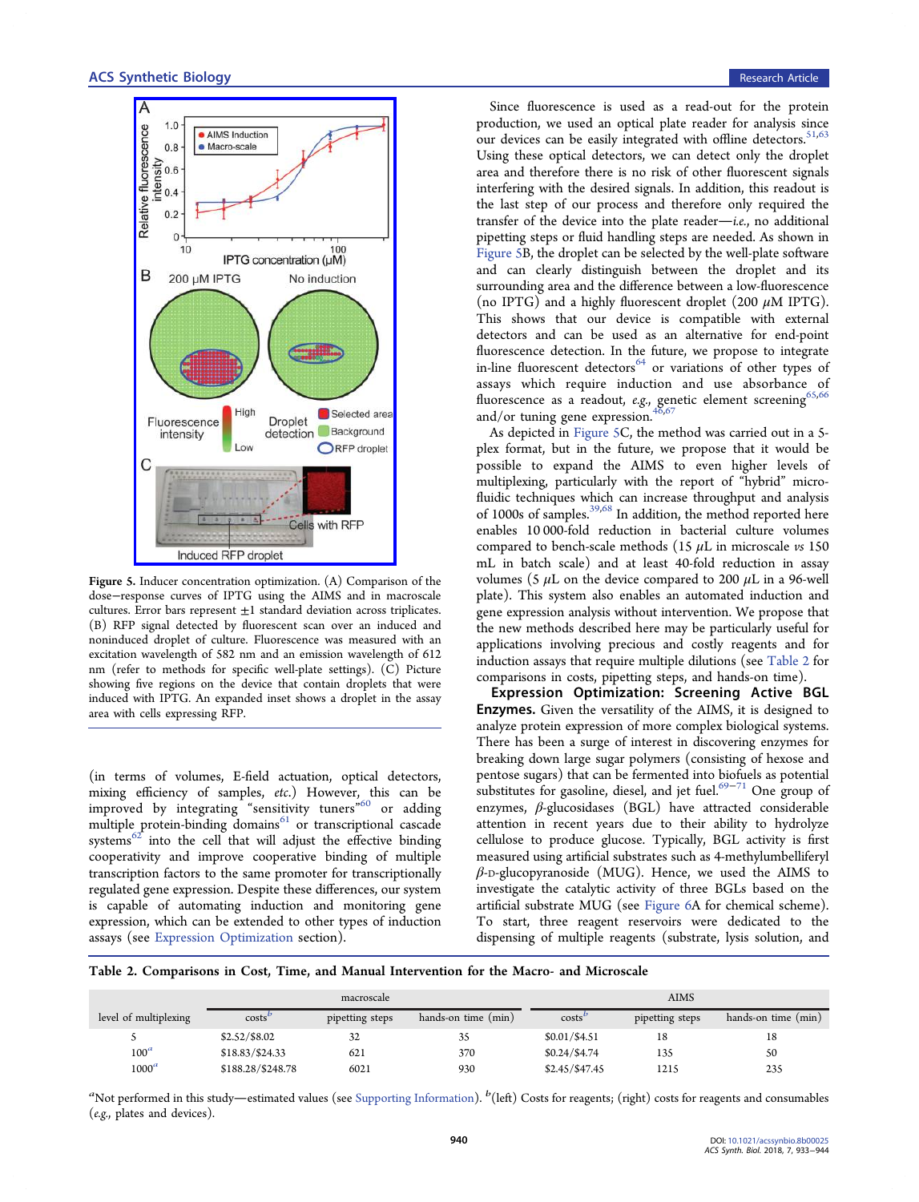**Figure 5.** Inducer concentration optimization. (A) Comparison of the dose−response curves of IPTG using the AIMS and in macroscale cultures. Error bars represent ±1 standard deviation across triplicates. (B) RFP signal detected by fluorescent scan over an induced and noninduced droplet of culture. Fluorescence was measured with an excitation wavelength of 582 nm and an emission wavelength of 612 nm (refer to methods for specific well-plate settings). (C) Picture showing five regions on the device that contain droplets that were induced with IPTG. An expanded inset shows a droplet in the assay area with cells expressing RFP.

(in terms of volumes, E-field actuation, optical detectors, mixing efficiency of samples, *etc.*) However, this can be improved by integrating "sensitivity tuners"[60] or adding multiple protein-binding domains[61] or transcriptional cascade systems[62] into the cell that will adjust the effective binding cooperativity and improve cooperative binding of multiple transcription factors to the same promoter for transcriptionally regulated gene expression. Despite these differences, our system is capable of automating induction and monitoring gene expression, which can be extended to other types of induction assays (see Expression Optimization section).

Since fluorescence is used as a read-out for the protein production, we used an optical plate reader for analysis since our devices can be easily integrated with offline detectors.[51,63] Using these optical detectors, we can detect only the droplet area and therefore there is no risk of other fluorescent signals interfering with the desired signals. In addition, this readout is the last step of our process and therefore only required the transfer of the device into the plate reader—*i.e.*, no additional pipetting steps or fluid handling steps are needed. As shown in Figure 5B, the droplet can be selected by the well-plate software and can clearly distinguish between the droplet and its surrounding area and the difference between a low-fluorescence (no IPTG) and a highly fluorescent droplet (200 μM IPTG). This shows that our device is compatible with external detectors and can be used as an alternative for end-point fluorescence detection. In the future, we propose to integrate in-line fluorescent detectors[64] or variations of other types of assays which require induction and use absorbance of fluorescence as a readout, *e.g.*, genetic element screening[65,66] and/or tuning gene expression.[46,67]

As depicted in Figure 5C, the method was carried out in a 5-plex format, but in the future, we propose that it would be possible to expand the AIMS to even higher levels of multiplexing, particularly with the report of "hybrid" microfluidic techniques which can increase throughput and analysis of 1000s of samples.[39,68] In addition, the method reported here enables 10 000-fold reduction in bacterial culture volumes compared to bench-scale methods (15 μL in microscale *vs* 150 mL in batch scale) and at least 40-fold reduction in assay volumes (5 μL on the device compared to 200 μL in a 96-well plate). This system also enables an automated induction and gene expression analysis without intervention. We propose that the new methods described here may be particularly useful for applications involving precious and costly reagents and for induction assays that require multiple dilutions (see Table 2 for comparisons in costs, pipetting steps, and hands-on time).

**Expression Optimization: Screening Active BGL Enzymes.** Given the versatility of the AIMS, it is designed to analyze protein expression of more complex biological systems. There has been a surge of interest in discovering enzymes for breaking down large sugar polymers (consisting of hexose and pentose sugars) that can be fermented into biofuels as potential substitutes for gasoline, diesel, and jet fuel.[69−71] One group of enzymes, β-glucosidases (BGL) have attracted considerable attention in recent years due to their ability to hydrolyze cellulose to produce glucose. Typically, BGL activity is first measured using artificial substrates such as 4-methylumbelliferyl β-D-glucopyranoside (MUG). Hence, we used the AIMS to investigate the catalytic activity of three BGLs based on the artificial substrate MUG (see Figure 6A for chemical scheme). To start, three reagent reservoirs were dedicated to the dispensing of multiple reagents (substrate, lysis solution, and

**Table 2. Comparisons in Cost, Time, and Manual Intervention for the Macro- and Microscale**

| | macroscale | | | AIMS | | |
|---|---|---|---|---|---|---|
| level of multiplexing | costs[b] | pipetting steps | hands-on time (min) | costs[b] | pipetting steps | hands-on time (min) |
| 5 | \$2.52/\$8.02 | 32 | 35 | \$0.01/\$4.51 | 18 | 18 |
| 100[a] | \$18.83/\$24.33 | 621 | 370 | \$0.24/\$4.74 | 135 | 50 |
| 1000[a] | \$188.28/\$248.78 | 6021 | 930 | \$2.45/\$47.45 | 1215 | 235 |

[a]Not performed in this study—estimated values (see Supporting Information). [b](left) Costs for reagents; (right) costs for reagents and consumables (*e.g.*, plates and devices).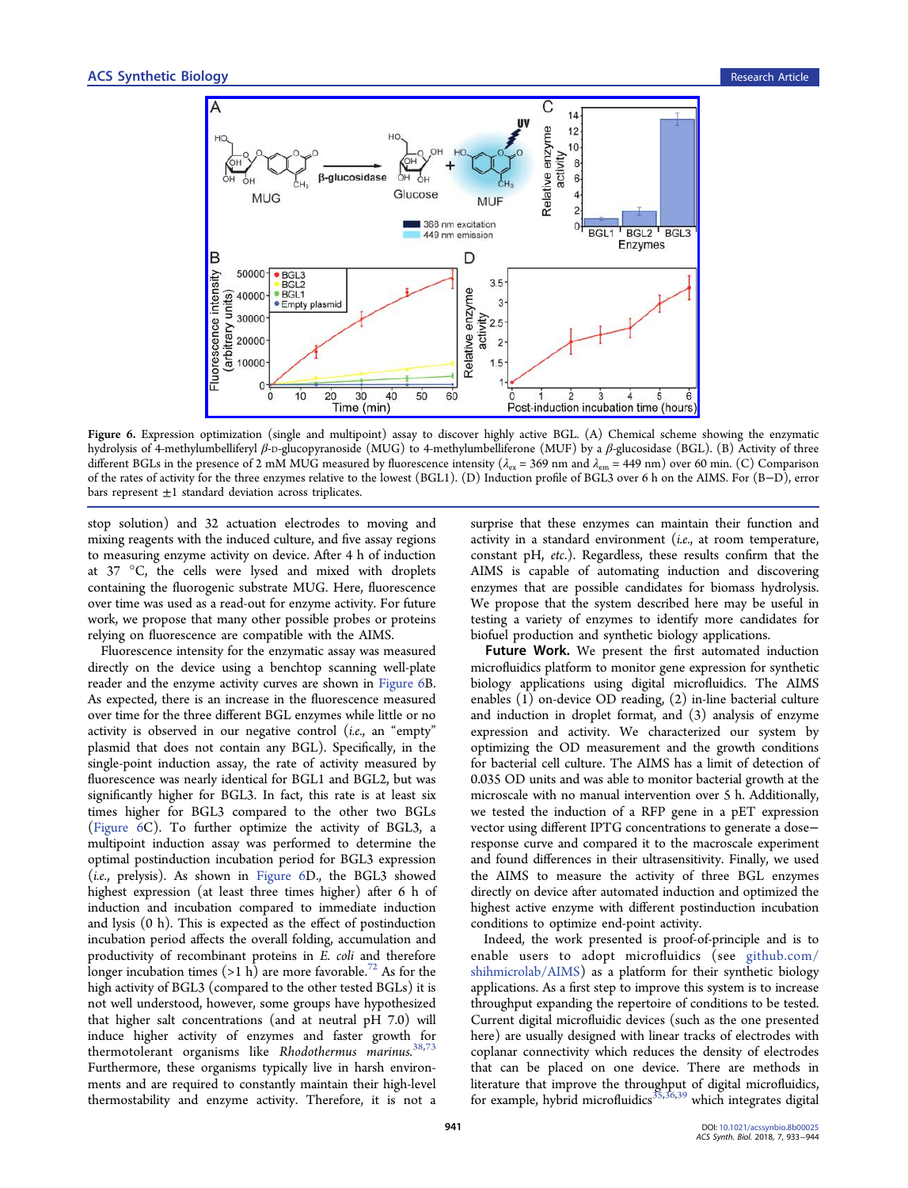**Figure 6.** Expression optimization (single and multipoint) assay to discover highly active BGL. (A) Chemical scheme showing the enzymatic hydrolysis of 4-methylumbelliferyl β-D-glucopyranoside (MUG) to 4-methylumbelliferone (MUF) by a β-glucosidase (BGL). (B) Activity of three different BGLs in the presence of 2 mM MUG measured by fluorescence intensity ($\lambda_{ex}$ = 369 nm and $\lambda_{em}$ = 449 nm) over 60 min. (C) Comparison of the rates of activity for the three enzymes relative to the lowest (BGL1). (D) Induction profile of BGL3 over 6 h on the AIMS. For (B–D), error bars represent ±1 standard deviation across triplicates.

stop solution) and 32 actuation electrodes to moving and mixing reagents with the induced culture, and five assay regions to measuring enzyme activity on device. After 4 h of induction at 37 °C, the cells were lysed and mixed with droplets containing the fluorogenic substrate MUG. Here, fluorescence over time was used as a read-out for enzyme activity. For future work, we propose that many other possible probes or proteins relying on fluorescence are compatible with the AIMS.

Fluorescence intensity for the enzymatic assay was measured directly on the device using a benchtop scanning well-plate reader and the enzyme activity curves are shown in Figure 6B. As expected, there is an increase in the fluorescence measured over time for the three different BGL enzymes while little or no activity is observed in our negative control (*i.e.*, an "empty" plasmid that does not contain any BGL). Specifically, in the single-point induction assay, the rate of activity measured by fluorescence was nearly identical for BGL1 and BGL2, but was significantly higher for BGL3. In fact, this rate is at least six times higher for BGL3 compared to the other two BGLs (Figure 6C). To further optimize the activity of BGL3, a multipoint induction assay was performed to determine the optimal postinduction incubation period for BGL3 expression (*i.e.*, prelysis). As shown in Figure 6D., the BGL3 showed highest expression (at least three times higher) after 6 h of induction and incubation compared to immediate induction and lysis (0 h). This is expected as the effect of postinduction incubation period affects the overall folding, accumulation and productivity of recombinant proteins in *E. coli* and therefore longer incubation times (>1 h) are more favorable.[72] As for the high activity of BGL3 (compared to the other tested BGLs) it is not well understood, however, some groups have hypothesized that higher salt concentrations (and at neutral pH 7.0) will induce higher activity of enzymes and faster growth for thermotolerant organisms like *Rhodothermus marinus*.[38,73] Furthermore, these organisms typically live in harsh environments and are required to constantly maintain their high-level thermostability and enzyme activity. Therefore, it is not a surprise that these enzymes can maintain their function and activity in a standard environment (*i.e.*, at room temperature, constant pH, *etc.*). Regardless, these results confirm that the AIMS is capable of automating induction and discovering enzymes that are possible candidates for biomass hydrolysis. We propose that the system described here may be useful in testing a variety of enzymes to identify more candidates for biofuel production and synthetic biology applications.

**Future Work.** We present the first automated induction microfluidics platform to monitor gene expression for synthetic biology applications using digital microfluidics. The AIMS enables (1) on-device OD reading, (2) in-line bacterial culture and induction in droplet format, and (3) analysis of enzyme expression and activity. We characterized our system by optimizing the OD measurement and the growth conditions for bacterial cell culture. The AIMS has a limit of detection of 0.035 OD units and was able to monitor bacterial growth at the microscale with no manual intervention over 5 h. Additionally, we tested the induction of a RFP gene in a pET expression vector using different IPTG concentrations to generate a dose–response curve and compared it to the macroscale experiment and found differences in their ultrasensitivity. Finally, we used the AIMS to measure the activity of three BGL enzymes directly on device after automated induction and optimized the highest active enzyme with different postinduction incubation conditions to optimize end-point activity.

Indeed, the work presented is proof-of-principle and is to enable users to adopt microfluidics (see github.com/shihmicrolab/AIMS) as a platform for their synthetic biology applications. As a first step to improve this system is to increase throughput expanding the repertoire of conditions to be tested. Current digital microfluidic devices (such as the one presented here) are usually designed with linear tracks of electrodes with coplanar connectivity which reduces the density of electrodes that can be placed on one device. There are methods in literature that improve the throughput of digital microfluidics, for example, hybrid microfluidics[33,36,39] which integrates digital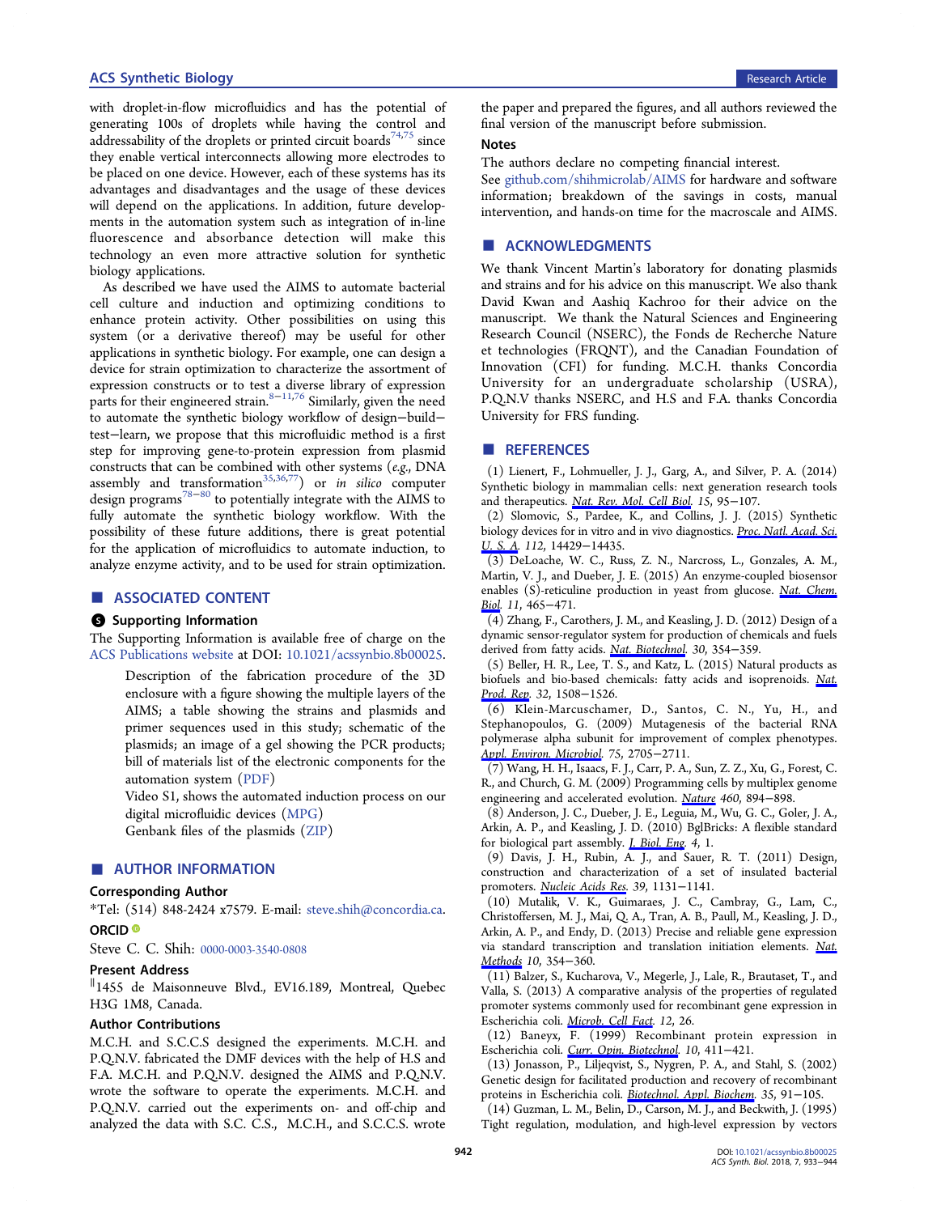with droplet-in-flow microfluidics and has the potential of generating 100s of droplets while having the control and addressability of the droplets or printed circuit boards[74,75] since they enable vertical interconnects allowing more electrodes to be placed on one device. However, each of these systems has its advantages and disadvantages and the usage of these devices will depend on the applications. In addition, future developments in the automation system such as integration of in-line fluorescence and absorbance detection will make this technology an even more attractive solution for synthetic biology applications.

As described we have used the AIMS to automate bacterial cell culture and induction and optimizing conditions to enhance protein activity. Other possibilities on using this system (or a derivative thereof) may be useful for other applications in synthetic biology. For example, one can design a device for strain optimization to characterize the assortment of expression constructs or to test a diverse library of expression parts for their engineered strain.[8−11,76] Similarly, given the need to automate the synthetic biology workflow of design−build−test−learn, we propose that this microfluidic method is a first step for improving gene-to-protein expression from plasmid constructs that can be combined with other systems (*e.g.*, DNA assembly and transformation[35,36,77]) or *in silico* computer design programs[78−80] to potentially integrate with the AIMS to fully automate the synthetic biology workflow. With the possibility of these future additions, there is great potential for the application of microfluidics to automate induction, to analyze enzyme activity, and to be used for strain optimization.

## ■ ASSOCIATED CONTENT

### Supporting Information

The Supporting Information is available free of charge on the ACS Publications website at DOI: 10.1021/acssynbio.8b00025.

> Description of the fabrication procedure of the 3D enclosure with a figure showing the multiple layers of the AIMS; a table showing the strains and plasmids and primer sequences used in this study; schematic of the plasmids; an image of a gel showing the PCR products; bill of materials list of the electronic components for the automation system (PDF)
>
> Video S1, shows the automated induction process on our digital microfluidic devices (MPG)
>
> Genbank files of the plasmids (ZIP)

## ■ AUTHOR INFORMATION

### Corresponding Author

*Tel: (514) 848-2424 x7579. E-mail: steve.shih@concordia.ca.

### ORCID

Steve C. C. Shih: 0000-0003-3540-0808

### Present Address

‖1455 de Maisonneuve Blvd., EV16.189, Montreal, Quebec H3G 1M8, Canada.

### Author Contributions

M.C.H. and S.C.C.S designed the experiments. M.C.H. and P.Q.N.V. fabricated the DMF devices with the help of H.S and F.A. M.C.H. and P.Q.N.V. designed the AIMS and P.Q.N.V. wrote the software to operate the experiments. M.C.H. and P.Q.N.V. carried out the experiments on- and off-chip and analyzed the data with S.C. C.S., M.C.H., and S.C.C.S. wrote the paper and prepared the figures, and all authors reviewed the final version of the manuscript before submission.

### Notes

The authors declare no competing financial interest.

See github.com/shihmicrolab/AIMS for hardware and software information; breakdown of the savings in costs, manual intervention, and hands-on time for the macroscale and AIMS.

## ■ ACKNOWLEDGMENTS

We thank Vincent Martin's laboratory for donating plasmids and strains and for his advice on this manuscript. We also thank David Kwan and Aashiq Kachroo for their advice on the manuscript. We thank the Natural Sciences and Engineering Research Council (NSERC), the Fonds de Recherche Nature et technologies (FRQNT), and the Canadian Foundation of Innovation (CFI) for funding. M.C.H. thanks Concordia University for an undergraduate scholarship (USRA), P.Q.N.V thanks NSERC, and H.S and F.A. thanks Concordia University for FRS funding.

## ■ REFERENCES

(1) Lienert, F., Lohmueller, J. J., Garg, A., and Silver, P. A. (2014) Synthetic biology in mammalian cells: next generation research tools and therapeutics. *Nat. Rev. Mol. Cell Biol.* 15, 95−107.

(2) Slomovic, S., Pardee, K., and Collins, J. J. (2015) Synthetic biology devices for in vitro and in vivo diagnostics. *Proc. Natl. Acad. Sci. U. S. A.* 112, 14429−14435.

(3) DeLoache, W. C., Russ, Z. N., Narcross, L., Gonzales, A. M., Martin, V. J., and Dueber, J. E. (2015) An enzyme-coupled biosensor enables (S)-reticuline production in yeast from glucose. *Nat. Chem. Biol.* 11, 465−471.

(4) Zhang, F., Carothers, J. M., and Keasling, J. D. (2012) Design of a dynamic sensor-regulator system for production of chemicals and fuels derived from fatty acids. *Nat. Biotechnol.* 30, 354−359.

(5) Beller, H. R., Lee, T. S., and Katz, L. (2015) Natural products as biofuels and bio-based chemicals: fatty acids and isoprenoids. *Nat. Prod. Rep.* 32, 1508−1526.

(6) Klein-Marcuschamer, D., Santos, C. N., Yu, H., and Stephanopoulos, G. (2009) Mutagenesis of the bacterial RNA polymerase alpha subunit for improvement of complex phenotypes. *Appl. Environ. Microbiol.* 75, 2705−2711.

(7) Wang, H. H., Isaacs, F. J., Carr, P. A., Sun, Z. Z., Xu, G., Forest, C. R., and Church, G. M. (2009) Programming cells by multiplex genome engineering and accelerated evolution. *Nature* 460, 894−898.

(8) Anderson, J. C., Dueber, J. E., Leguia, M., Wu, G. C., Goler, J. A., Arkin, A. P., and Keasling, J. D. (2010) BglBricks: A flexible standard for biological part assembly. *J. Biol. Eng.* 4, 1.

(9) Davis, J. H., Rubin, A. J., and Sauer, R. T. (2011) Design, construction and characterization of a set of insulated bacterial promoters. *Nucleic Acids Res.* 39, 1131−1141.

(10) Mutalik, V. K., Guimaraes, J. C., Cambray, G., Lam, C., Christoffersen, M. J., Mai, Q. A., Tran, A. B., Paull, M., Keasling, J. D., Arkin, A. P., and Endy, D. (2013) Precise and reliable gene expression via standard transcription and translation initiation elements. *Nat. Methods* 10, 354−360.

(11) Balzer, S., Kucharova, V., Megerle, J., Lale, R., Brautaset, T., and Valla, S. (2013) A comparative analysis of the properties of regulated promoter systems commonly used for recombinant gene expression in Escherichia coli. *Microb. Cell Fact.* 12, 26.

(12) Baneyx, F. (1999) Recombinant protein expression in Escherichia coli. *Curr. Opin. Biotechnol.* 10, 411−421.

(13) Jonasson, P., Liljeqvist, S., Nygren, P. A., and Stahl, S. (2002) Genetic design for facilitated production and recovery of recombinant proteins in Escherichia coli. *Biotechnol. Appl. Biochem.* 35, 91−105.

(14) Guzman, L. M., Belin, D., Carson, M. J., and Beckwith, J. (1995) Tight regulation, modulation, and high-level expression by vectors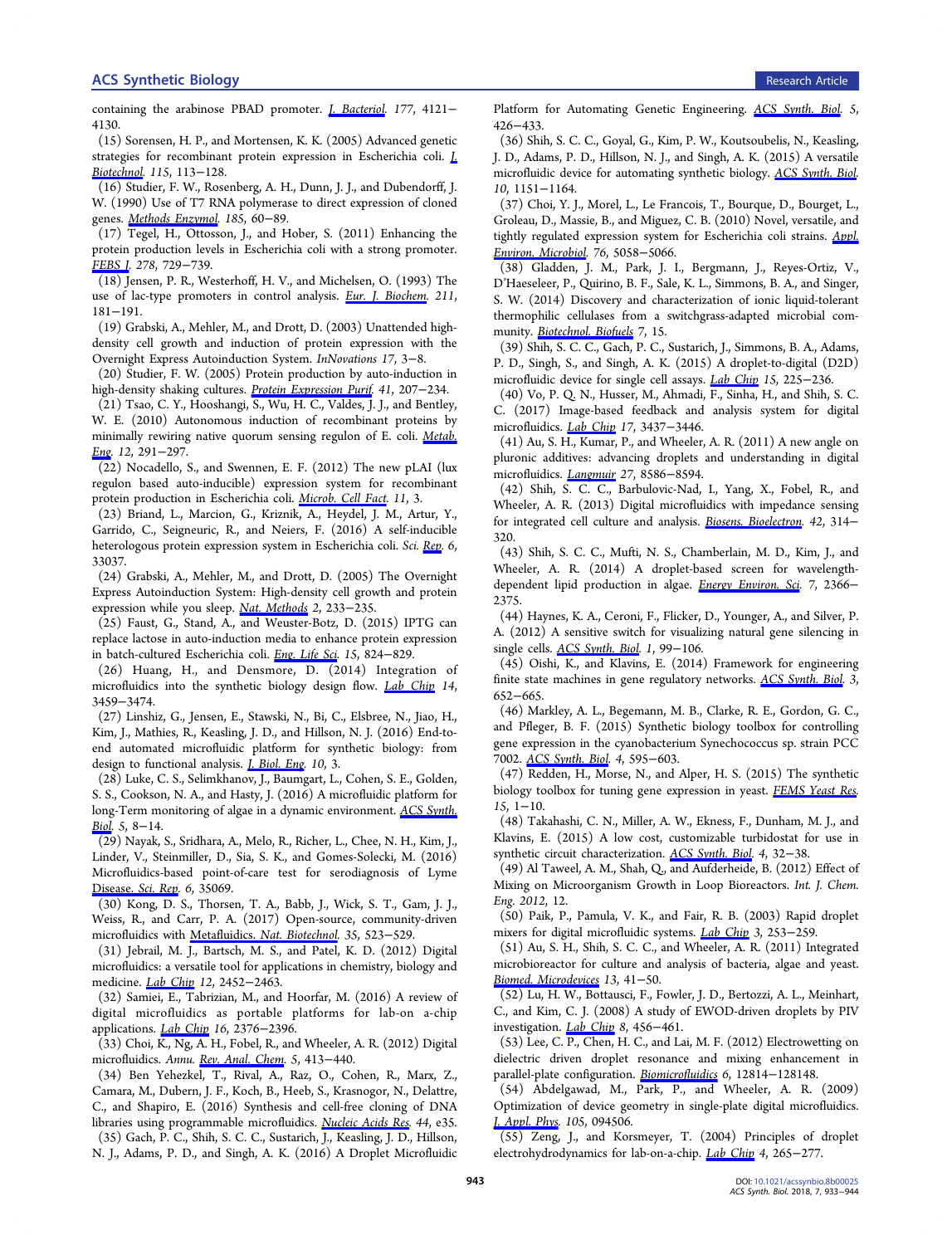containing the arabinose PBAD promoter. *J. Bacteriol.* 177, 4121−4130.

(15) Sorensen, H. P., and Mortensen, K. K. (2005) Advanced genetic strategies for recombinant protein expression in Escherichia coli. *J. Biotechnol.* 115, 113−128.

(16) Studier, F. W., Rosenberg, A. H., Dunn, J. J., and Dubendorff, J. W. (1990) Use of T7 RNA polymerase to direct expression of cloned genes. *Methods Enzymol.* 185, 60−89.

(17) Tegel, H., Ottosson, J., and Hober, S. (2011) Enhancing the protein production levels in Escherichia coli with a strong promoter. *FEBS J.* 278, 729−739.

(18) Jensen, P. R., Westerhoff, H. V., and Michelsen, O. (1993) The use of lac-type promoters in control analysis. *Eur. J. Biochem.* 211, 181−191.

(19) Grabski, A., Mehler, M., and Drott, D. (2003) Unattended high-density cell growth and induction of protein expression with the Overnight Express Autoinduction System. *InNovations* 17, 3−8.

(20) Studier, F. W. (2005) Protein production by auto-induction in high-density shaking cultures. *Protein Expression Purif.* 41, 207−234.

(21) Tsao, C. Y., Hooshangi, S., Wu, H. C., Valdes, J. J., and Bentley, W. E. (2010) Autonomous induction of recombinant proteins by minimally rewiring native quorum sensing regulon of E. coli. *Metab. Eng.* 12, 291−297.

(22) Nocadello, S., and Swennen, E. F. (2012) The new pLAI (lux regulon based auto-inducible) expression system for recombinant protein production in Escherichia coli. *Microb. Cell Fact.* 11, 3.

(23) Briand, L., Marcion, G., Kriznik, A., Heydel, J. M., Artur, Y., Garrido, C., Seigneuric, R., and Neiers, F. (2016) A self-inducible heterologous protein expression system in Escherichia coli. *Sci. Rep.* 6, 33037.

(24) Grabski, A., Mehler, M., and Drott, D. (2005) The Overnight Express Autoinduction System: High-density cell growth and protein expression while you sleep. *Nat. Methods* 2, 233−235.

(25) Faust, G., Stand, A., and Weuster-Botz, D. (2015) IPTG can replace lactose in auto-induction media to enhance protein expression in batch-cultured Escherichia coli. *Eng. Life Sci.* 15, 824−829.

(26) Huang, H., and Densmore, D. (2014) Integration of microfluidics into the synthetic biology design flow. *Lab Chip* 14, 3459−3474.

(27) Linshiz, G., Jensen, E., Stawski, N., Bi, C., Elsbree, N., Jiao, H., Kim, J., Mathies, R., Keasling, J. D., and Hillson, N. J. (2016) End-to-end automated microfluidic platform for synthetic biology: from design to functional analysis. *J. Biol. Eng.* 10, 3.

(28) Luke, C. S., Selimkhanov, J., Baumgart, L., Cohen, S. E., Golden, S. S., Cookson, N. A., and Hasty, J. (2016) A microfluidic platform for long-Term monitoring of algae in a dynamic environment. *ACS Synth. Biol.* 5, 8−14.

(29) Nayak, S., Sridhara, A., Melo, R., Richer, L., Chee, N. H., Kim, J., Linder, V., Steinmiller, D., Sia, S. K., and Gomes-Solecki, M. (2016) Microfluidics-based point-of-care test for serodiagnosis of Lyme Disease. *Sci. Rep.* 6, 35069.

(30) Kong, D. S., Thorsen, T. A., Babb, J., Wick, S. T., Gam, J. J., Weiss, R., and Carr, P. A. (2017) Open-source, community-driven microfluidics with Metafluidics. *Nat. Biotechnol.* 35, 523−529.

(31) Jebrail, M. J., Bartsch, M. S., and Patel, K. D. (2012) Digital microfluidics: a versatile tool for applications in chemistry, biology and medicine. *Lab Chip* 12, 2452−2463.

(32) Samiei, E., Tabrizian, M., and Hoorfar, M. (2016) A review of digital microfluidics as portable platforms for lab-on a-chip applications. *Lab Chip* 16, 2376−2396.

(33) Choi, K., Ng, A. H., Fobel, R., and Wheeler, A. R. (2012) Digital microfluidics. *Annu. Rev. Anal. Chem.* 5, 413−440.

(34) Ben Yehezkel, T., Rival, A., Raz, O., Cohen, R., Marx, Z., Camara, M., Dubern, J. F., Koch, B., Heeb, S., Krasnogor, N., Delattre, C., and Shapiro, E. (2016) Synthesis and cell-free cloning of DNA libraries using programmable microfluidics. *Nucleic Acids Res.* 44, e35.

(35) Gach, P. C., Shih, S. C. C., Sustarich, J., Keasling, J. D., Hillson, N. J., Adams, P. D., and Singh, A. K. (2016) A Droplet Microfluidic Platform for Automating Genetic Engineering. *ACS Synth. Biol.* 5, 426−433.

(36) Shih, S. C. C., Goyal, G., Kim, P. W., Koutsoubelis, N., Keasling, J. D., Adams, P. D., Hillson, N. J., and Singh, A. K. (2015) A versatile microfluidic device for automating synthetic biology. *ACS Synth. Biol.* 10, 1151−1164.

(37) Choi, Y. J., Morel, L., Le Francois, T., Bourque, D., Bourget, L., Groleau, D., Massie, B., and Miguez, C. B. (2010) Novel, versatile, and tightly regulated expression system for Escherichia coli strains. *Appl. Environ. Microbiol.* 76, 5058−5066.

(38) Gladden, J. M., Park, J. I., Bergmann, J., Reyes-Ortiz, V., D'Haeseleer, P., Quirino, B. F., Sale, K. L., Simmons, B. A., and Singer, S. W. (2014) Discovery and characterization of ionic liquid-tolerant thermophilic cellulases from a switchgrass-adapted microbial community. *Biotechnol. Biofuels* 7, 15.

(39) Shih, S. C. C., Gach, P. C., Sustarich, J., Simmons, B. A., Adams, P. D., Singh, S., and Singh, A. K. (2015) A droplet-to-digital (D2D) microfluidic device for single cell assays. *Lab Chip* 15, 225−236.

(40) Vo, P. Q. N., Husser, M., Ahmadi, F., Sinha, H., and Shih, S. C. C. (2017) Image-based feedback and analysis system for digital microfluidics. *Lab Chip* 17, 3437−3446.

(41) Au, S. H., Kumar, P., and Wheeler, A. R. (2011) A new angle on pluronic additives: advancing droplets and understanding in digital microfluidics. *Langmuir* 27, 8586−8594.

(42) Shih, S. C. C., Barbulovic-Nad, I., Yang, X., Fobel, R., and Wheeler, A. R. (2013) Digital microfluidics with impedance sensing for integrated cell culture and analysis. *Biosens. Bioelectron.* 42, 314−320.

(43) Shih, S. C. C., Mufti, N. S., Chamberlain, M. D., Kim, J., and Wheeler, A. R. (2014) A droplet-based screen for wavelength-dependent lipid production in algae. *Energy Environ. Sci.* 7, 2366−2375.

(44) Haynes, K. A., Ceroni, F., Flicker, D., Younger, A., and Silver, P. A. (2012) A sensitive switch for visualizing natural gene silencing in single cells. *ACS Synth. Biol.* 1, 99−106.

(45) Oishi, K., and Klavins, E. (2014) Framework for engineering finite state machines in gene regulatory networks. *ACS Synth. Biol.* 3, 652−665.

(46) Markley, A. L., Begemann, M. B., Clarke, R. E., Gordon, G. C., and Pfleger, B. F. (2015) Synthetic biology toolbox for controlling gene expression in the cyanobacterium Synechococcus sp. strain PCC 7002. *ACS Synth. Biol.* 4, 595−603.

(47) Redden, H., Morse, N., and Alper, H. S. (2015) The synthetic biology toolbox for tuning gene expression in yeast. *FEMS Yeast Res.* 15, 1−10.

(48) Takahashi, C. N., Miller, A. W., Ekness, F., Dunham, M. J., and Klavins, E. (2015) A low cost, customizable turbidostat for use in synthetic circuit characterization. *ACS Synth. Biol.* 4, 32−38.

(49) Al Taweel, A. M., Shah, Q., and Aufderheide, B. (2012) Effect of Mixing on Microorganism Growth in Loop Bioreactors. *Int. J. Chem. Eng.* 2012, 12.

(50) Paik, P., Pamula, V. K., and Fair, R. B. (2003) Rapid droplet mixers for digital microfluidic systems. *Lab Chip* 3, 253−259.

(51) Au, S. H., Shih, S. C. C., and Wheeler, A. R. (2011) Integrated microbioreactor for culture and analysis of bacteria, algae and yeast. *Biomed. Microdevices* 13, 41−50.

(52) Lu, H. W., Bottausci, F., Fowler, J. D., Bertozzi, A. L., Meinhart, C., and Kim, C. J. (2008) A study of EWOD-driven droplets by PIV investigation. *Lab Chip* 8, 456−461.

(53) Lee, C. P., Chen, H. C., and Lai, M. F. (2012) Electrowetting on dielectric driven droplet resonance and mixing enhancement in parallel-plate configuration. *Biomicrofluidics* 6, 12814−128148.

(54) Abdelgawad, M., Park, P., and Wheeler, A. R. (2009) Optimization of device geometry in single-plate digital microfluidics. *J. Appl. Phys.* 105, 094506.

(55) Zeng, J., and Korsmeyer, T. (2004) Principles of droplet electrohydrodynamics for lab-on-a-chip. *Lab Chip* 4, 265−277.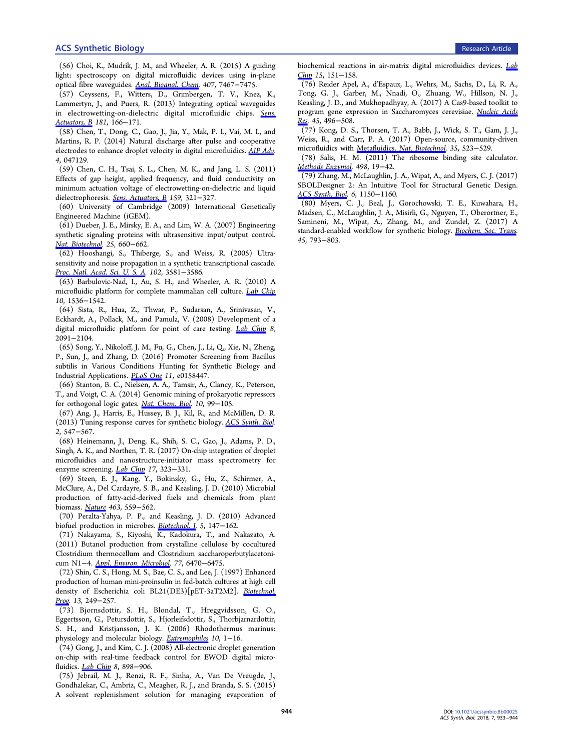(56) Choi, K., Mudrik, J. M., and Wheeler, A. R. (2015) A guiding light: spectroscopy on digital microfluidic devices using in-plane optical fibre waveguides. *Anal. Bioanal. Chem.* 407, 7467−7475.

(57) Ceyssens, F., Witters, D., Grimbergen, T. V., Knez, K., Lammertyn, J., and Puers, R. (2013) Integrating optical waveguides in electrowetting-on-dielectric digital microfluidic chips. *Sens. Actuators, B* 181, 166−171.

(58) Chen, T., Dong, C., Gao, J., Jia, Y., Mak, P. I., Vai, M. I., and Martins, R. P. (2014) Natural discharge after pulse and cooperative electrodes to enhance droplet velocity in digital microfluidics. *AIP Adv.* 4, 047129.

(59) Chen, C. H., Tsai, S. L., Chen, M. K., and Jang, L. S. (2011) Effects of gap height, applied frequency, and fluid conductivity on minimum actuation voltage of electrowetting-on-dielectric and liquid dielectrophoresis. *Sens. Actuators, B* 159, 321−327.

(60) University of Cambridge (2009) International Genetically Engineered Machine (iGEM).

(61) Dueber, J. E., Mirsky, E. A., and Lim, W. A. (2007) Engineering synthetic signaling proteins with ultrasensitive input/output control. *Nat. Biotechnol.* 25, 660−662.

(62) Hooshangi, S., Thiberge, S., and Weiss, R. (2005) Ultrasensitivity and noise propagation in a synthetic transcriptional cascade. *Proc. Natl. Acad. Sci. U. S. A.* 102, 3581−3586.

(63) Barbulovic-Nad, I., Au, S. H., and Wheeler, A. R. (2010) A microfluidic platform for complete mammalian cell culture. *Lab Chip* 10, 1536−1542.

(64) Sista, R., Hua, Z., Thwar, P., Sudarsan, A., Srinivasan, V., Eckhardt, A., Pollack, M., and Pamula, V. (2008) Development of a digital microfluidic platform for point of care testing. *Lab Chip* 8, 2091−2104.

(65) Song, Y., Nikoloff, J. M., Fu, G., Chen, J., Li, Q., Xie, N., Zheng, P., Sun, J., and Zhang, D. (2016) Promoter Screening from Bacillus subtilis in Various Conditions Hunting for Synthetic Biology and Industrial Applications. *PLoS One* 11, e0158447.

(66) Stanton, B. C., Nielsen, A. A., Tamsir, A., Clancy, K., Peterson, T., and Voigt, C. A. (2014) Genomic mining of prokaryotic repressors for orthogonal logic gates. *Nat. Chem. Biol.* 10, 99−105.

(67) Ang, J., Harris, E., Hussey, B. J., Kil, R., and McMillen, D. R. (2013) Tuning response curves for synthetic biology. *ACS Synth. Biol.* 2, 547−567.

(68) Heinemann, J., Deng, K., Shih, S. C., Gao, J., Adams, P. D., Singh, A. K., and Northen, T. R. (2017) On-chip integration of droplet microfluidics and nanostructure-initiator mass spectrometry for enzyme screening. *Lab Chip* 17, 323−331.

(69) Steen, E. J., Kang, Y., Bokinsky, G., Hu, Z., Schirmer, A., McClure, A., Del Cardayre, S. B., and Keasling, J. D. (2010) Microbial production of fatty-acid-derived fuels and chemicals from plant biomass. *Nature* 463, 559−562.

(70) Peralta-Yahya, P. P., and Keasling, J. D. (2010) Advanced biofuel production in microbes. *Biotechnol. J.* 5, 147−162.

(71) Nakayama, S., Kiyoshi, K., Kadokura, T., and Nakazato, A. (2011) Butanol production from crystalline cellulose by cocultured Clostridium thermocellum and Clostridium saccharoperbutylacetonicum N1−4. *Appl. Environ. Microbiol.* 77, 6470−6475.

(72) Shin, C. S., Hong, M. S., Bae, C. S., and Lee, J. (1997) Enhanced production of human mini-proinsulin in fed-batch cultures at high cell density of Escherichia coli BL21(DE3)[pET-3aT2M2]. *Biotechnol. Prog.* 13, 249−257.

(73) Bjornsdottir, S. H., Blondal, T., Hreggvidsson, G. O., Eggertsson, G., Petursdottir, S., Hjorleifsdottir, S., Thorbjarnardottir, S. H., and Kristjansson, J. K. (2006) Rhodothermus marinus: physiology and molecular biology. *Extremophiles* 10, 1−16.

(74) Gong, J., and Kim, C. J. (2008) All-electronic droplet generation on-chip with real-time feedback control for EWOD digital microfluidics. *Lab Chip* 8, 898−906.

(75) Jebrail, M. J., Renzi, R. F., Sinha, A., Van De Vreugde, J., Gondhalekar, C., Ambriz, C., Meagher, R. J., and Branda, S. S. (2015) A solvent replenishment solution for managing evaporation of biochemical reactions in air-matrix digital microfluidics devices. *Lab Chip* 15, 151−158.

(76) Reider Apel, A., d'Espaux, L., Wehrs, M., Sachs, D., Li, R. A., Tong, G. J., Garber, M., Nnadi, O., Zhuang, W., Hillson, N. J., Keasling, J. D., and Mukhopadhyay, A. (2017) A Cas9-based toolkit to program gene expression in Saccharomyces cerevisiae. *Nucleic Acids Res.* 45, 496−508.

(77) Kong, D. S., Thorsen, T. A., Babb, J., Wick, S. T., Gam, J. J., Weiss, R., and Carr, P. A. (2017) Open-source, community-driven microfluidics with Metafluidics. *Nat. Biotechnol.* 35, 523−529.

(78) Salis, H. M. (2011) The ribosome binding site calculator. *Methods Enzymol.* 498, 19−42.

(79) Zhang, M., McLaughlin, J. A., Wipat, A., and Myers, C. J. (2017) SBOLDesigner 2: An Intuitive Tool for Structural Genetic Design. *ACS Synth. Biol.* 6, 1150−1160.

(80) Myers, C. J., Beal, J., Gorochowski, T. E., Kuwahara, H., Madsen, C., McLaughlin, J. A., Misirli, G., Nguyen, T., Oberortner, E., Samineni, M., Wipat, A., Zhang, M., and Zundel, Z. (2017) A standard-enabled workflow for synthetic biology. *Biochem. Soc. Trans.* 45, 793−803.